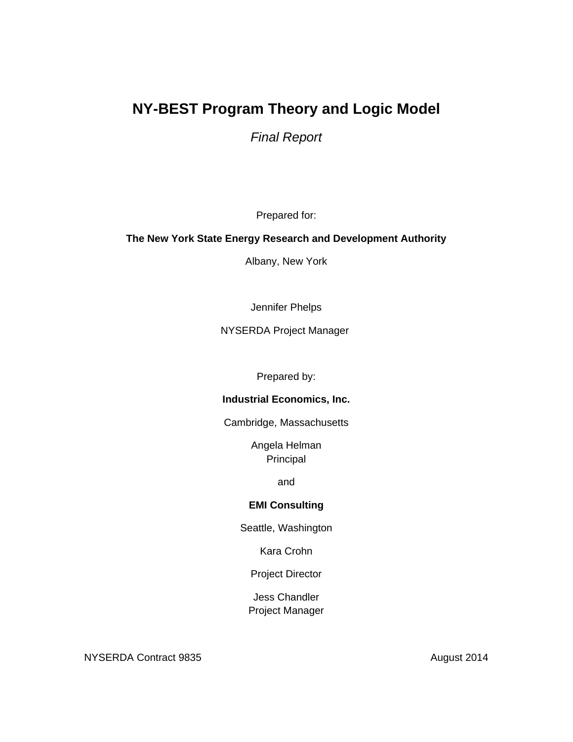# NY-BEST Program Theory and Logic Model

*Final Report*

Prepared for:

**The New York State Energy Research and Development Authority**

Albany, New York

Jennifer Phelps

NYSERDA Project Manager

Prepared by:

**Industrial Economics, Inc.**

Cambridge, Massachusetts

Angela Helman
Principal

and

**EMI Consulting**

Seattle, Washington

Kara Crohn

Project Director

Jess Chandler
Project Manager

NYSERDA Contract 9835 August 2014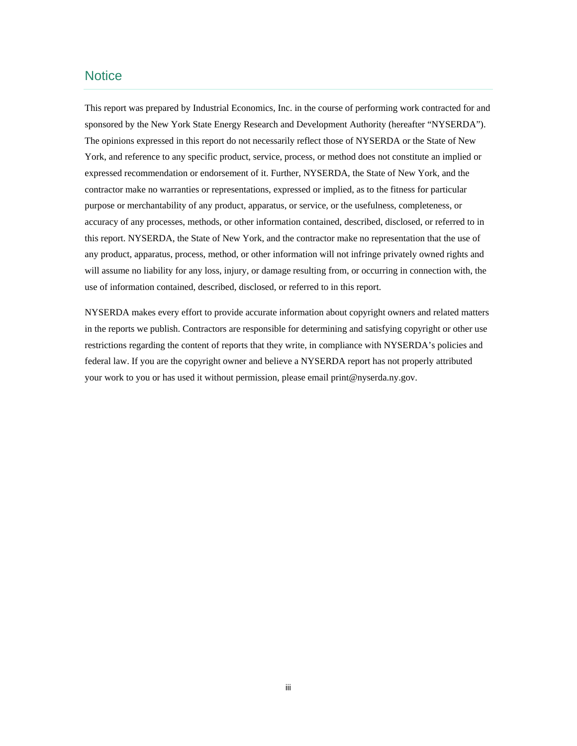# Notice

This report was prepared by Industrial Economics, Inc. in the course of performing work contracted for and sponsored by the New York State Energy Research and Development Authority (hereafter "NYSERDA"). The opinions expressed in this report do not necessarily reflect those of NYSERDA or the State of New York, and reference to any specific product, service, process, or method does not constitute an implied or expressed recommendation or endorsement of it. Further, NYSERDA, the State of New York, and the contractor make no warranties or representations, expressed or implied, as to the fitness for particular purpose or merchantability of any product, apparatus, or service, or the usefulness, completeness, or accuracy of any processes, methods, or other information contained, described, disclosed, or referred to in this report. NYSERDA, the State of New York, and the contractor make no representation that the use of any product, apparatus, process, method, or other information will not infringe privately owned rights and will assume no liability for any loss, injury, or damage resulting from, or occurring in connection with, the use of information contained, described, disclosed, or referred to in this report.

NYSERDA makes every effort to provide accurate information about copyright owners and related matters in the reports we publish. Contractors are responsible for determining and satisfying copyright or other use restrictions regarding the content of reports that they write, in compliance with NYSERDA's policies and federal law. If you are the copyright owner and believe a NYSERDA report has not properly attributed your work to you or has used it without permission, please email print@nyserda.ny.gov.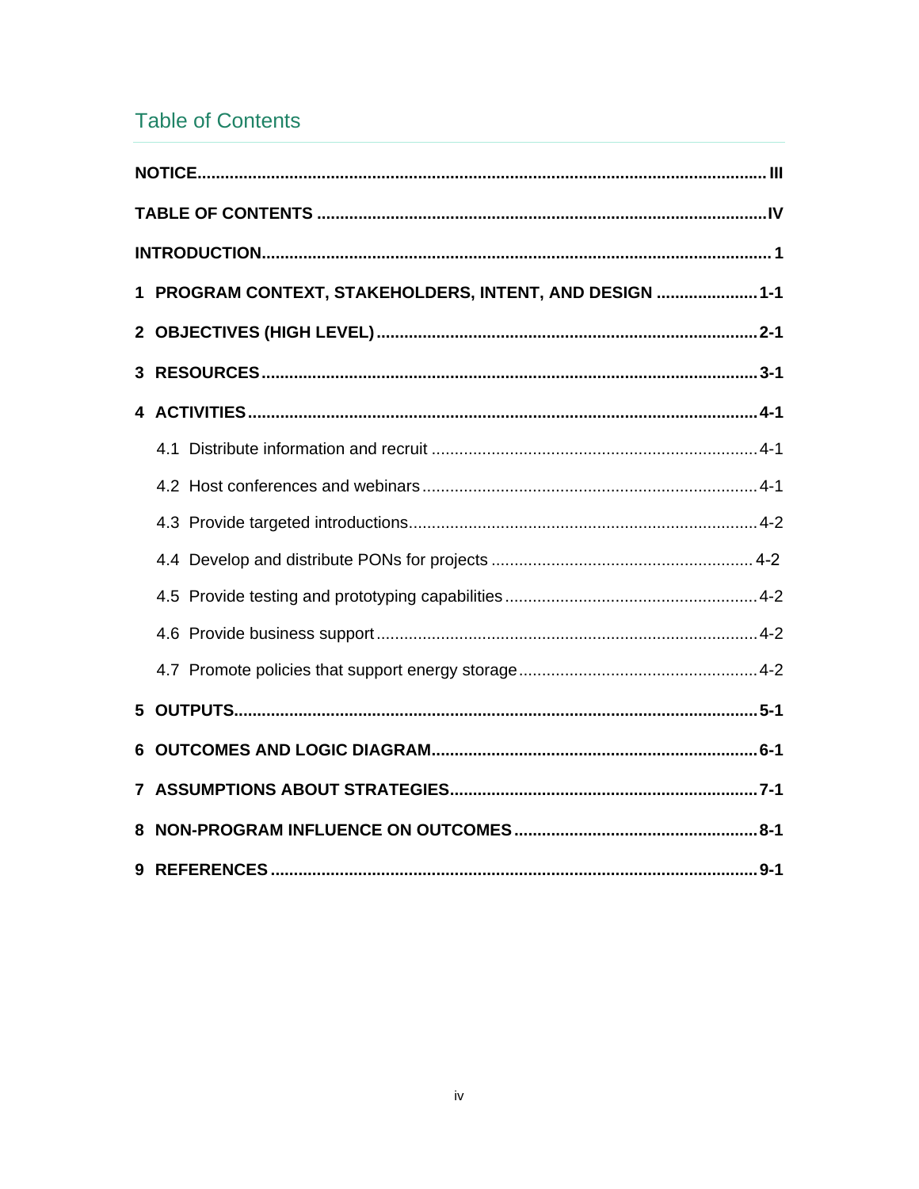## Table of Contents

**NOTICE** ........ **III**

**TABLE OF CONTENTS** ........ **IV**

**INTRODUCTION** ........ **1**

**1 PROGRAM CONTEXT, STAKEHOLDERS, INTENT, AND DESIGN** ........ **1-1**

**2 OBJECTIVES (HIGH LEVEL)** ........ **2-1**

**3 RESOURCES** ........ **3-1**

**4 ACTIVITIES** ........ **4-1**

- 4.1 Distribute information and recruit ........ 4-1
- 4.2 Host conferences and webinars ........ 4-1
- 4.3 Provide targeted introductions ........ 4-2
- 4.4 Develop and distribute PONs for projects ........ 4-2
- 4.5 Provide testing and prototyping capabilities ........ 4-2
- 4.6 Provide business support ........ 4-2
- 4.7 Promote policies that support energy storage ........ 4-2

**5 OUTPUTS** ........ **5-1**

**6 OUTCOMES AND LOGIC DIAGRAM** ........ **6-1**

**7 ASSUMPTIONS ABOUT STRATEGIES** ........ **7-1**

**8 NON-PROGRAM INFLUENCE ON OUTCOMES** ........ **8-1**

**9 REFERENCES** ........ **9-1**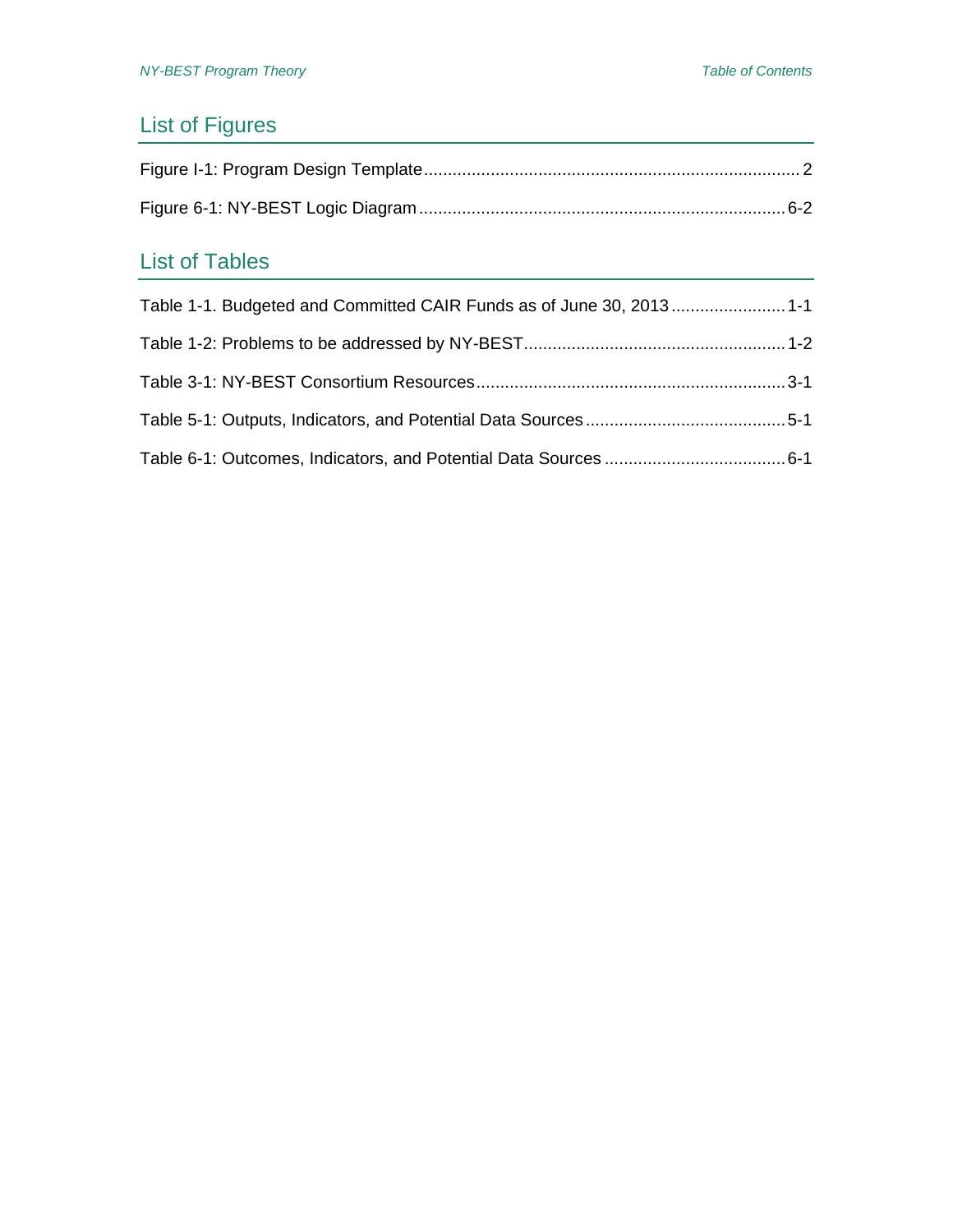## List of Figures

Figure I-1: Program Design Template .......... 2

Figure 6-1: NY-BEST Logic Diagram .......... 6-2

## List of Tables

Table 1-1. Budgeted and Committed CAIR Funds as of June 30, 2013 .......... 1-1

Table 1-2: Problems to be addressed by NY-BEST .......... 1-2

Table 3-1: NY-BEST Consortium Resources .......... 3-1

Table 5-1: Outputs, Indicators, and Potential Data Sources .......... 5-1

Table 6-1: Outcomes, Indicators, and Potential Data Sources .......... 6-1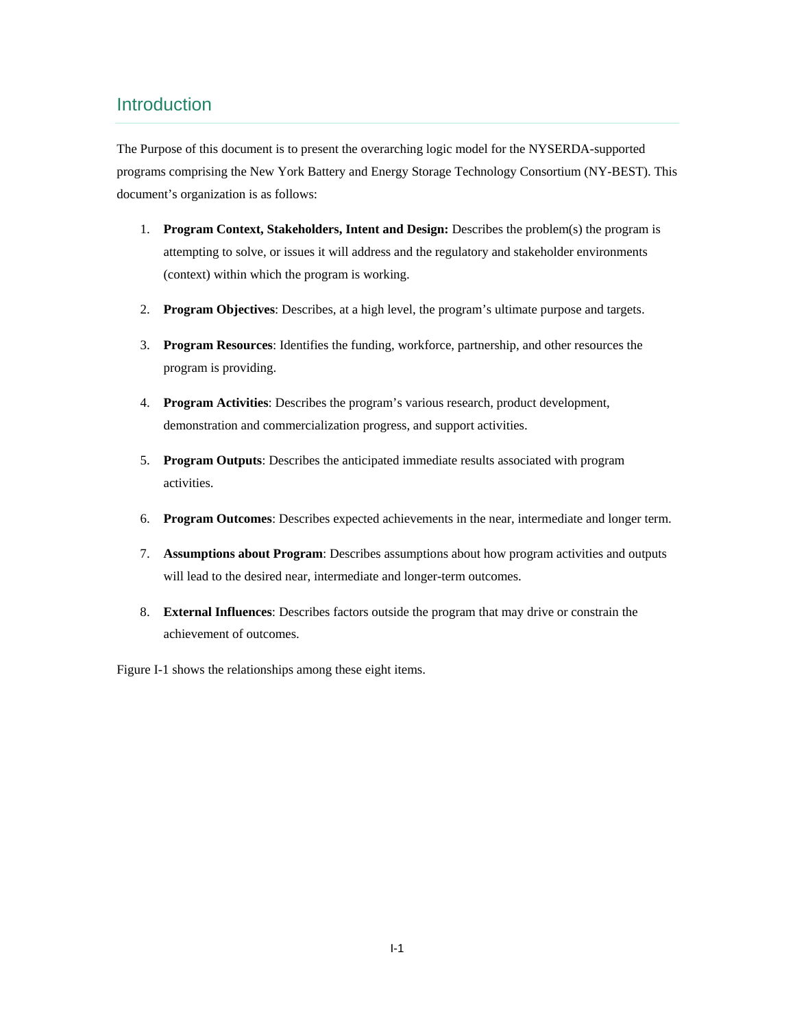# Introduction

The Purpose of this document is to present the overarching logic model for the NYSERDA-supported programs comprising the New York Battery and Energy Storage Technology Consortium (NY-BEST). This document's organization is as follows:

1. **Program Context, Stakeholders, Intent and Design:** Describes the problem(s) the program is attempting to solve, or issues it will address and the regulatory and stakeholder environments (context) within which the program is working.

2. **Program Objectives**: Describes, at a high level, the program's ultimate purpose and targets.

3. **Program Resources**: Identifies the funding, workforce, partnership, and other resources the program is providing.

4. **Program Activities**: Describes the program's various research, product development, demonstration and commercialization progress, and support activities.

5. **Program Outputs**: Describes the anticipated immediate results associated with program activities.

6. **Program Outcomes**: Describes expected achievements in the near, intermediate and longer term.

7. **Assumptions about Program**: Describes assumptions about how program activities and outputs will lead to the desired near, intermediate and longer-term outcomes.

8. **External Influences**: Describes factors outside the program that may drive or constrain the achievement of outcomes.

Figure I-1 shows the relationships among these eight items.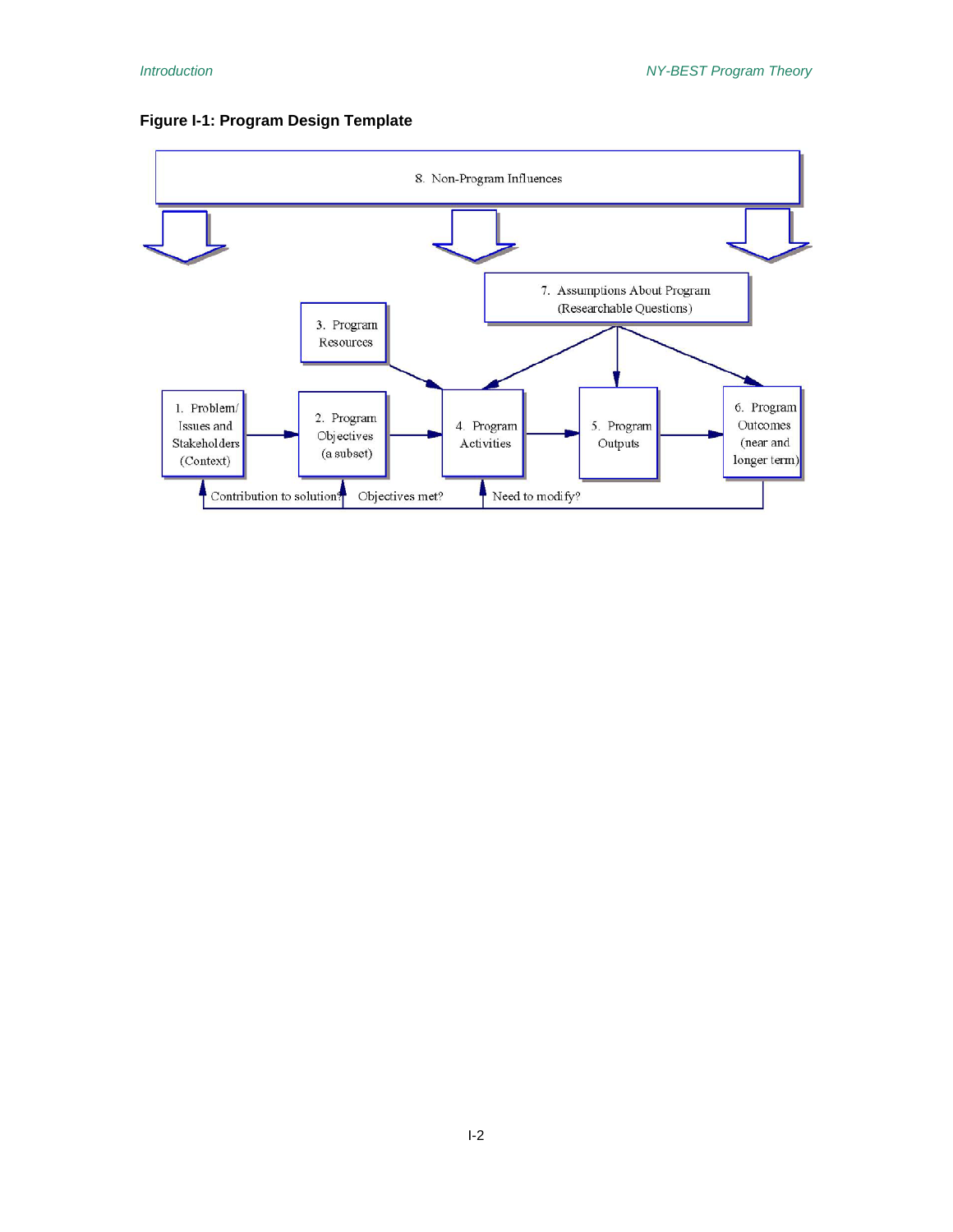**Figure I-1: Program Design Template**

8. Non-Program Influences

7. Assumptions About Program (Researchable Questions)

3. Program Resources

1. Problem/ Issues and Stakeholders (Context)

2. Program Objectives (a subset)

4. Program Activities

5. Program Outputs

6. Program Outcomes (near and longer term)

Contribution to solution? Objectives met? Need to modify?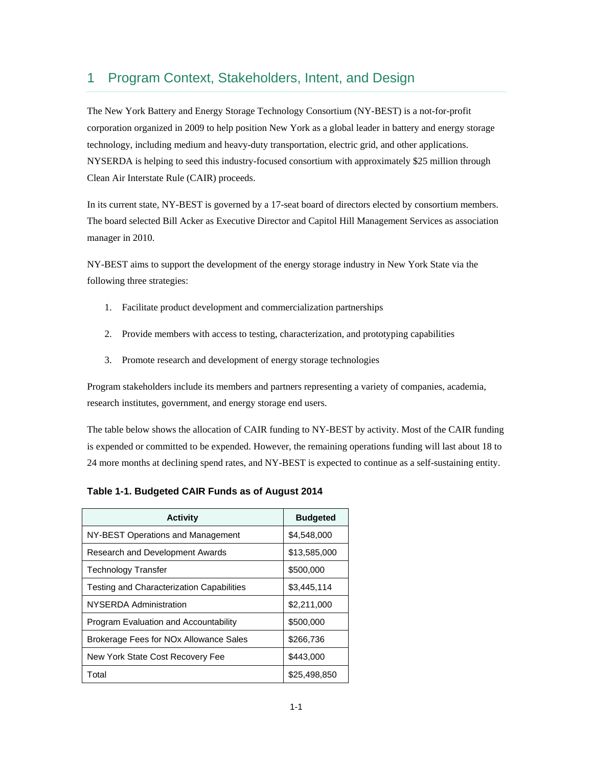# 1 Program Context, Stakeholders, Intent, and Design

The New York Battery and Energy Storage Technology Consortium (NY-BEST) is a not-for-profit corporation organized in 2009 to help position New York as a global leader in battery and energy storage technology, including medium and heavy-duty transportation, electric grid, and other applications. NYSERDA is helping to seed this industry-focused consortium with approximately $25 million through Clean Air Interstate Rule (CAIR) proceeds.

In its current state, NY-BEST is governed by a 17-seat board of directors elected by consortium members. The board selected Bill Acker as Executive Director and Capitol Hill Management Services as association manager in 2010.

NY-BEST aims to support the development of the energy storage industry in New York State via the following three strategies:

1. Facilitate product development and commercialization partnerships
2. Provide members with access to testing, characterization, and prototyping capabilities
3. Promote research and development of energy storage technologies

Program stakeholders include its members and partners representing a variety of companies, academia, research institutes, government, and energy storage end users.

The table below shows the allocation of CAIR funding to NY-BEST by activity. Most of the CAIR funding is expended or committed to be expended. However, the remaining operations funding will last about 18 to 24 more months at declining spend rates, and NY-BEST is expected to continue as a self-sustaining entity.

**Table 1-1. Budgeted CAIR Funds as of August 2014**

| Activity | Budgeted |
|---|---|
| NY-BEST Operations and Management | $4,548,000 |
| Research and Development Awards | $13,585,000 |
| Technology Transfer | $500,000 |
| Testing and Characterization Capabilities | $3,445,114 |
| NYSERDA Administration | $2,211,000 |
| Program Evaluation and Accountability | $500,000 |
| Brokerage Fees for NOx Allowance Sales | $266,736 |
| New York State Cost Recovery Fee | $443,000 |
| Total | $25,498,850 |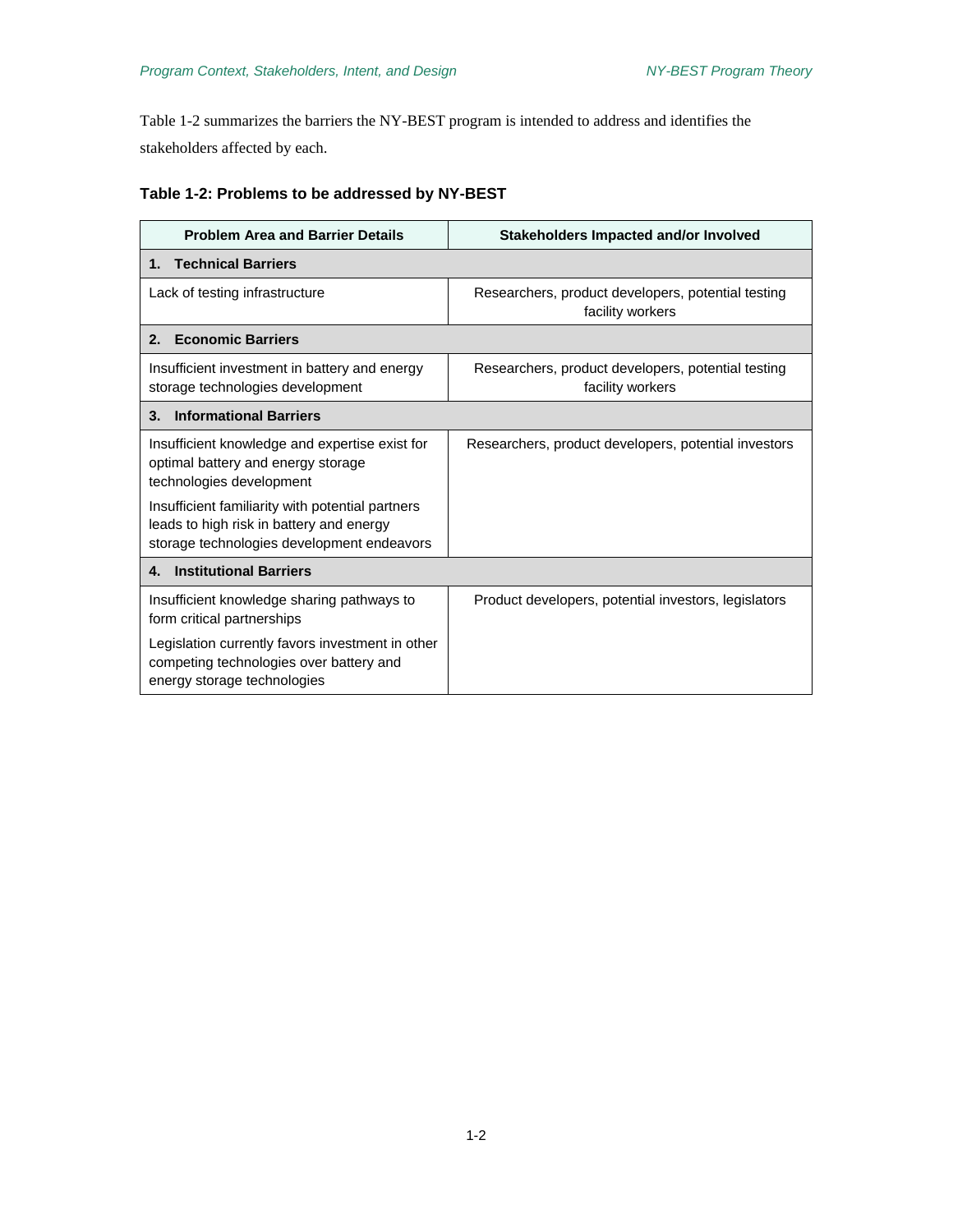Table 1-2 summarizes the barriers the NY-BEST program is intended to address and identifies the stakeholders affected by each.

**Table 1-2: Problems to be addressed by NY-BEST**

| Problem Area and Barrier Details | Stakeholders Impacted and/or Involved |
|---|---|
| **1. Technical Barriers** | |
| Lack of testing infrastructure | Researchers, product developers, potential testing facility workers |
| **2. Economic Barriers** | |
| Insufficient investment in battery and energy storage technologies development | Researchers, product developers, potential testing facility workers |
| **3. Informational Barriers** | |
| Insufficient knowledge and expertise exist for optimal battery and energy storage technologies development<br>Insufficient familiarity with potential partners leads to high risk in battery and energy storage technologies development endeavors | Researchers, product developers, potential investors |
| **4. Institutional Barriers** | |
| Insufficient knowledge sharing pathways to form critical partnerships<br>Legislation currently favors investment in other competing technologies over battery and energy storage technologies | Product developers, potential investors, legislators |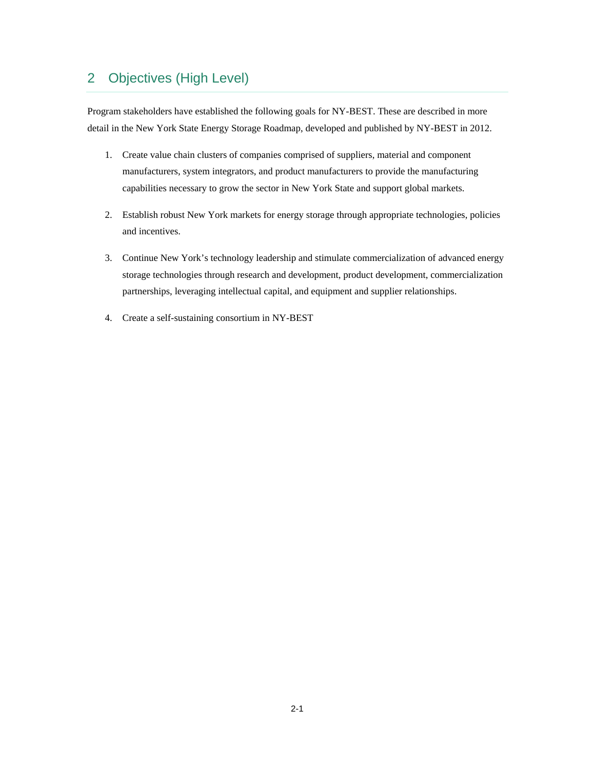## 2 Objectives (High Level)

Program stakeholders have established the following goals for NY-BEST. These are described in more detail in the New York State Energy Storage Roadmap, developed and published by NY-BEST in 2012.

1. Create value chain clusters of companies comprised of suppliers, material and component manufacturers, system integrators, and product manufacturers to provide the manufacturing capabilities necessary to grow the sector in New York State and support global markets.

2. Establish robust New York markets for energy storage through appropriate technologies, policies and incentives.

3. Continue New York's technology leadership and stimulate commercialization of advanced energy storage technologies through research and development, product development, commercialization partnerships, leveraging intellectual capital, and equipment and supplier relationships.

4. Create a self-sustaining consortium in NY-BEST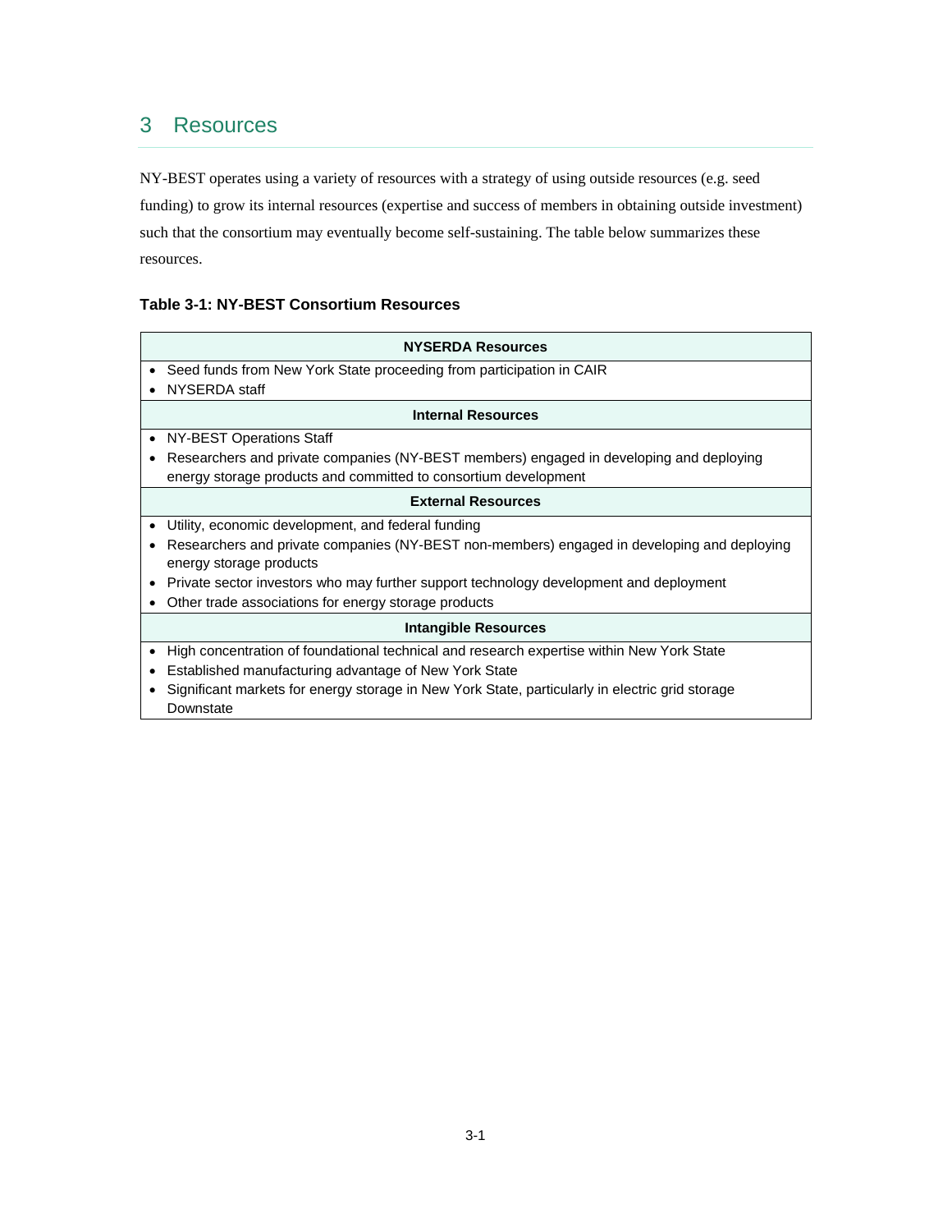## 3 Resources

NY-BEST operates using a variety of resources with a strategy of using outside resources (e.g. seed funding) to grow its internal resources (expertise and success of members in obtaining outside investment) such that the consortium may eventually become self-sustaining. The table below summarizes these resources.

**Table 3-1: NY-BEST Consortium Resources**

| **NYSERDA Resources** |
| --- |
| • Seed funds from New York State proceeding from participation in CAIR<br>• NYSERDA staff |
| **Internal Resources** |
| • NY-BEST Operations Staff<br>• Researchers and private companies (NY-BEST members) engaged in developing and deploying energy storage products and committed to consortium development |
| **External Resources** |
| • Utility, economic development, and federal funding<br>• Researchers and private companies (NY-BEST non-members) engaged in developing and deploying energy storage products<br>• Private sector investors who may further support technology development and deployment<br>• Other trade associations for energy storage products |
| **Intangible Resources** |
| • High concentration of foundational technical and research expertise within New York State<br>• Established manufacturing advantage of New York State<br>• Significant markets for energy storage in New York State, particularly in electric grid storage Downstate |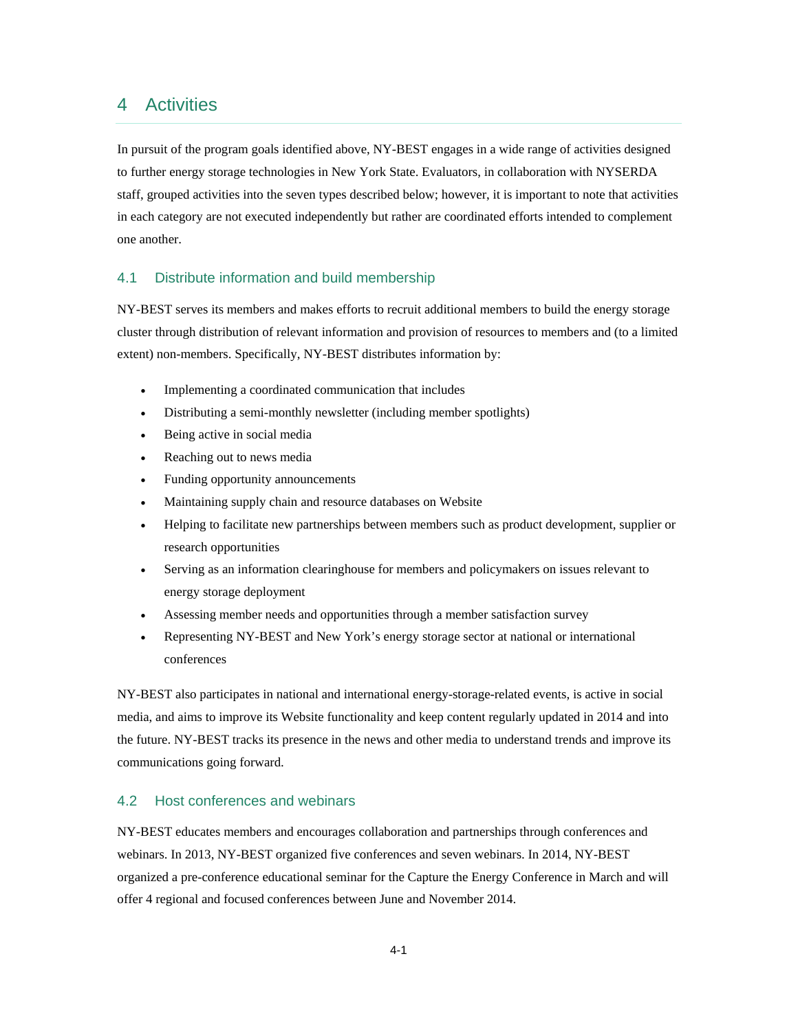# 4 Activities

In pursuit of the program goals identified above, NY-BEST engages in a wide range of activities designed to further energy storage technologies in New York State. Evaluators, in collaboration with NYSERDA staff, grouped activities into the seven types described below; however, it is important to note that activities in each category are not executed independently but rather are coordinated efforts intended to complement one another.

## 4.1 Distribute information and build membership

NY-BEST serves its members and makes efforts to recruit additional members to build the energy storage cluster through distribution of relevant information and provision of resources to members and (to a limited extent) non-members. Specifically, NY-BEST distributes information by:

- Implementing a coordinated communication that includes
- Distributing a semi-monthly newsletter (including member spotlights)
- Being active in social media
- Reaching out to news media
- Funding opportunity announcements
- Maintaining supply chain and resource databases on Website
- Helping to facilitate new partnerships between members such as product development, supplier or research opportunities
- Serving as an information clearinghouse for members and policymakers on issues relevant to energy storage deployment
- Assessing member needs and opportunities through a member satisfaction survey
- Representing NY-BEST and New York's energy storage sector at national or international conferences

NY-BEST also participates in national and international energy-storage-related events, is active in social media, and aims to improve its Website functionality and keep content regularly updated in 2014 and into the future. NY-BEST tracks its presence in the news and other media to understand trends and improve its communications going forward.

## 4.2 Host conferences and webinars

NY-BEST educates members and encourages collaboration and partnerships through conferences and webinars. In 2013, NY-BEST organized five conferences and seven webinars. In 2014, NY-BEST organized a pre-conference educational seminar for the Capture the Energy Conference in March and will offer 4 regional and focused conferences between June and November 2014.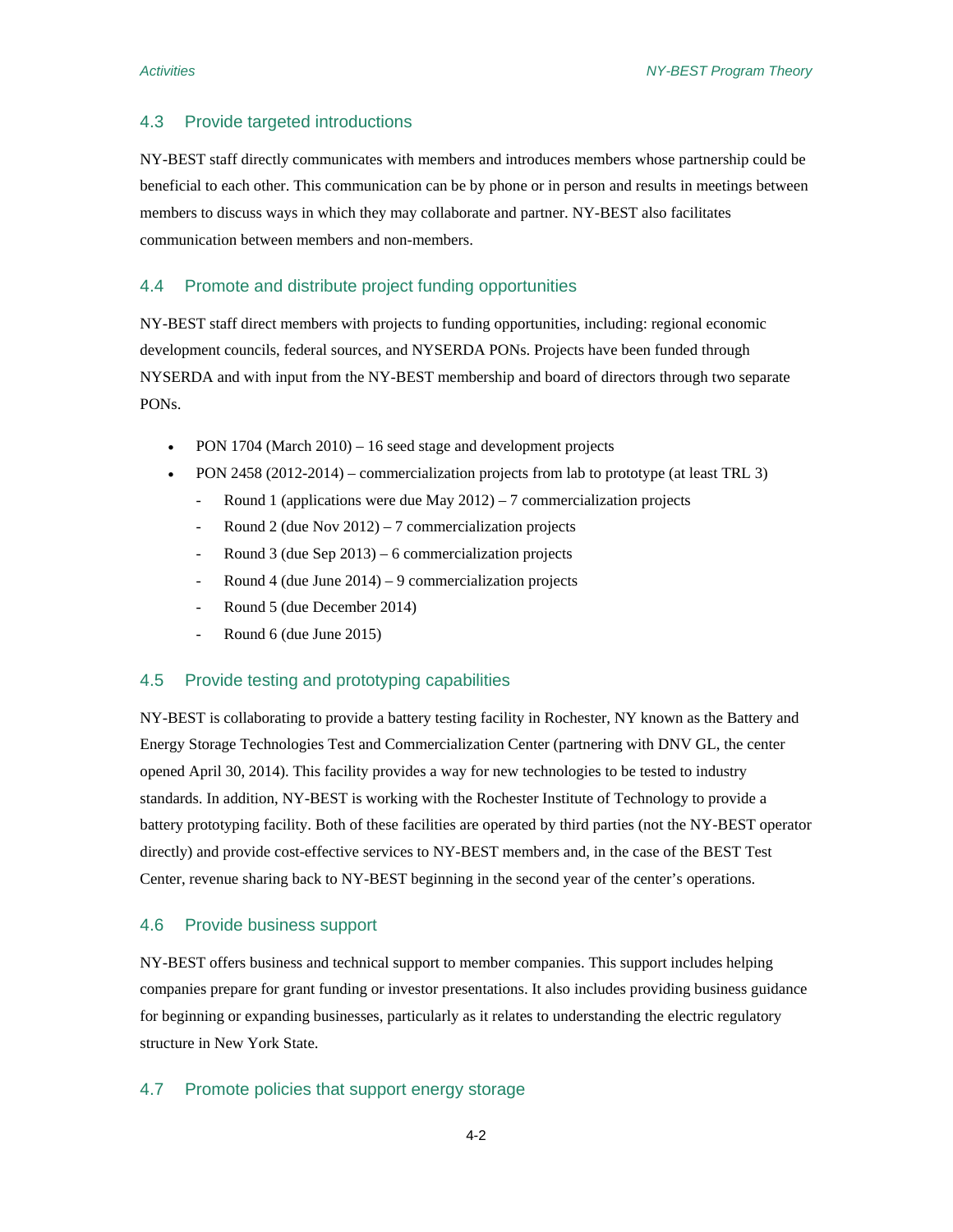## 4.3 Provide targeted introductions

NY-BEST staff directly communicates with members and introduces members whose partnership could be beneficial to each other. This communication can be by phone or in person and results in meetings between members to discuss ways in which they may collaborate and partner. NY-BEST also facilitates communication between members and non-members.

## 4.4 Promote and distribute project funding opportunities

NY-BEST staff direct members with projects to funding opportunities, including: regional economic development councils, federal sources, and NYSERDA PONs. Projects have been funded through NYSERDA and with input from the NY-BEST membership and board of directors through two separate PONs.

- PON 1704 (March 2010) – 16 seed stage and development projects
- PON 2458 (2012-2014) – commercialization projects from lab to prototype (at least TRL 3)
  - Round 1 (applications were due May 2012) – 7 commercialization projects
  - Round 2 (due Nov 2012) – 7 commercialization projects
  - Round 3 (due Sep 2013) – 6 commercialization projects
  - Round 4 (due June 2014) – 9 commercialization projects
  - Round 5 (due December 2014)
  - Round 6 (due June 2015)

## 4.5 Provide testing and prototyping capabilities

NY-BEST is collaborating to provide a battery testing facility in Rochester, NY known as the Battery and Energy Storage Technologies Test and Commercialization Center (partnering with DNV GL, the center opened April 30, 2014). This facility provides a way for new technologies to be tested to industry standards. In addition, NY-BEST is working with the Rochester Institute of Technology to provide a battery prototyping facility. Both of these facilities are operated by third parties (not the NY-BEST operator directly) and provide cost-effective services to NY-BEST members and, in the case of the BEST Test Center, revenue sharing back to NY-BEST beginning in the second year of the center's operations.

## 4.6 Provide business support

NY-BEST offers business and technical support to member companies. This support includes helping companies prepare for grant funding or investor presentations. It also includes providing business guidance for beginning or expanding businesses, particularly as it relates to understanding the electric regulatory structure in New York State.

## 4.7 Promote policies that support energy storage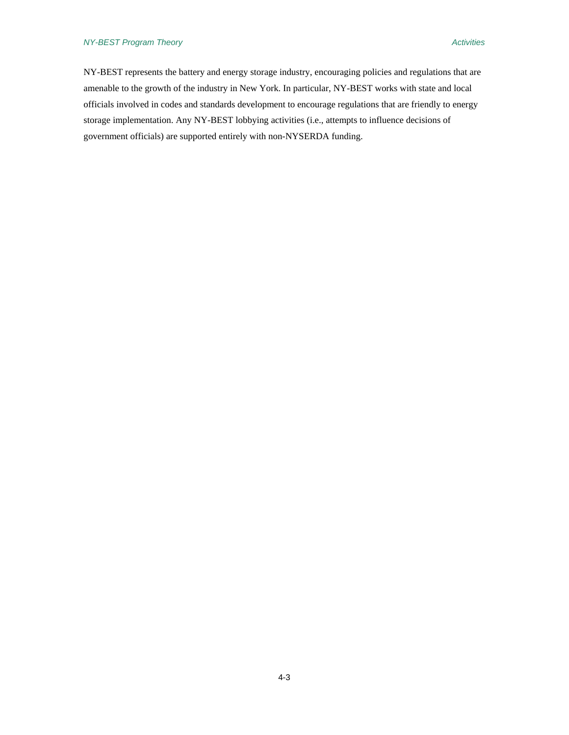NY-BEST represents the battery and energy storage industry, encouraging policies and regulations that are amenable to the growth of the industry in New York. In particular, NY-BEST works with state and local officials involved in codes and standards development to encourage regulations that are friendly to energy storage implementation. Any NY-BEST lobbying activities (i.e., attempts to influence decisions of government officials) are supported entirely with non-NYSERDA funding.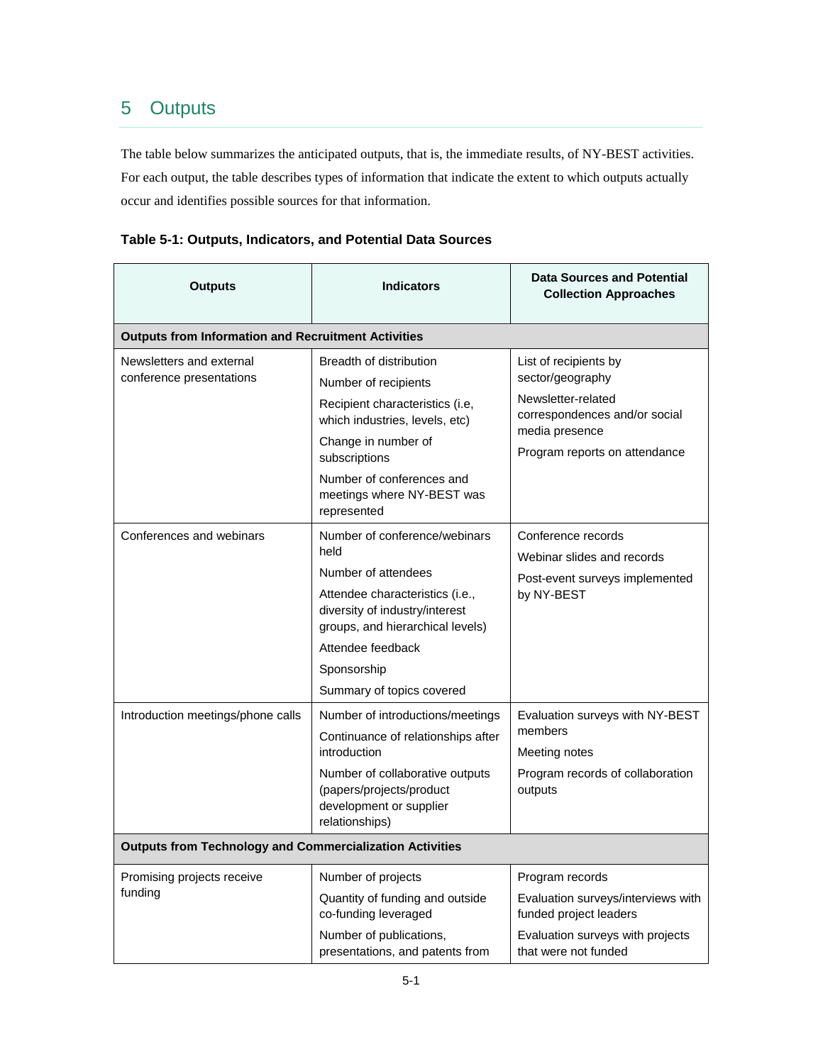# 5 Outputs

The table below summarizes the anticipated outputs, that is, the immediate results, of NY-BEST activities. For each output, the table describes types of information that indicate the extent to which outputs actually occur and identifies possible sources for that information.

**Table 5-1: Outputs, Indicators, and Potential Data Sources**

| Outputs | Indicators | Data Sources and Potential Collection Approaches |
|---|---|---|
| **Outputs from Information and Recruitment Activities** | | |
| Newsletters and external conference presentations | Breadth of distribution<br>Number of recipients<br>Recipient characteristics (i.e, which industries, levels, etc)<br>Change in number of subscriptions<br>Number of conferences and meetings where NY-BEST was represented | List of recipients by sector/geography<br>Newsletter-related correspondences and/or social media presence<br>Program reports on attendance |
| Conferences and webinars | Number of conference/webinars held<br>Number of attendees<br>Attendee characteristics (i.e., diversity of industry/interest groups, and hierarchical levels)<br>Attendee feedback<br>Sponsorship<br>Summary of topics covered | Conference records<br>Webinar slides and records<br>Post-event surveys implemented by NY-BEST |
| Introduction meetings/phone calls | Number of introductions/meetings<br>Continuance of relationships after introduction<br>Number of collaborative outputs (papers/projects/product development or supplier relationships) | Evaluation surveys with NY-BEST members<br>Meeting notes<br>Program records of collaboration outputs |
| **Outputs from Technology and Commercialization Activities** | | |
| Promising projects receive funding | Number of projects<br>Quantity of funding and outside co-funding leveraged<br>Number of publications, presentations, and patents from | Program records<br>Evaluation surveys/interviews with funded project leaders<br>Evaluation surveys with projects that were not funded |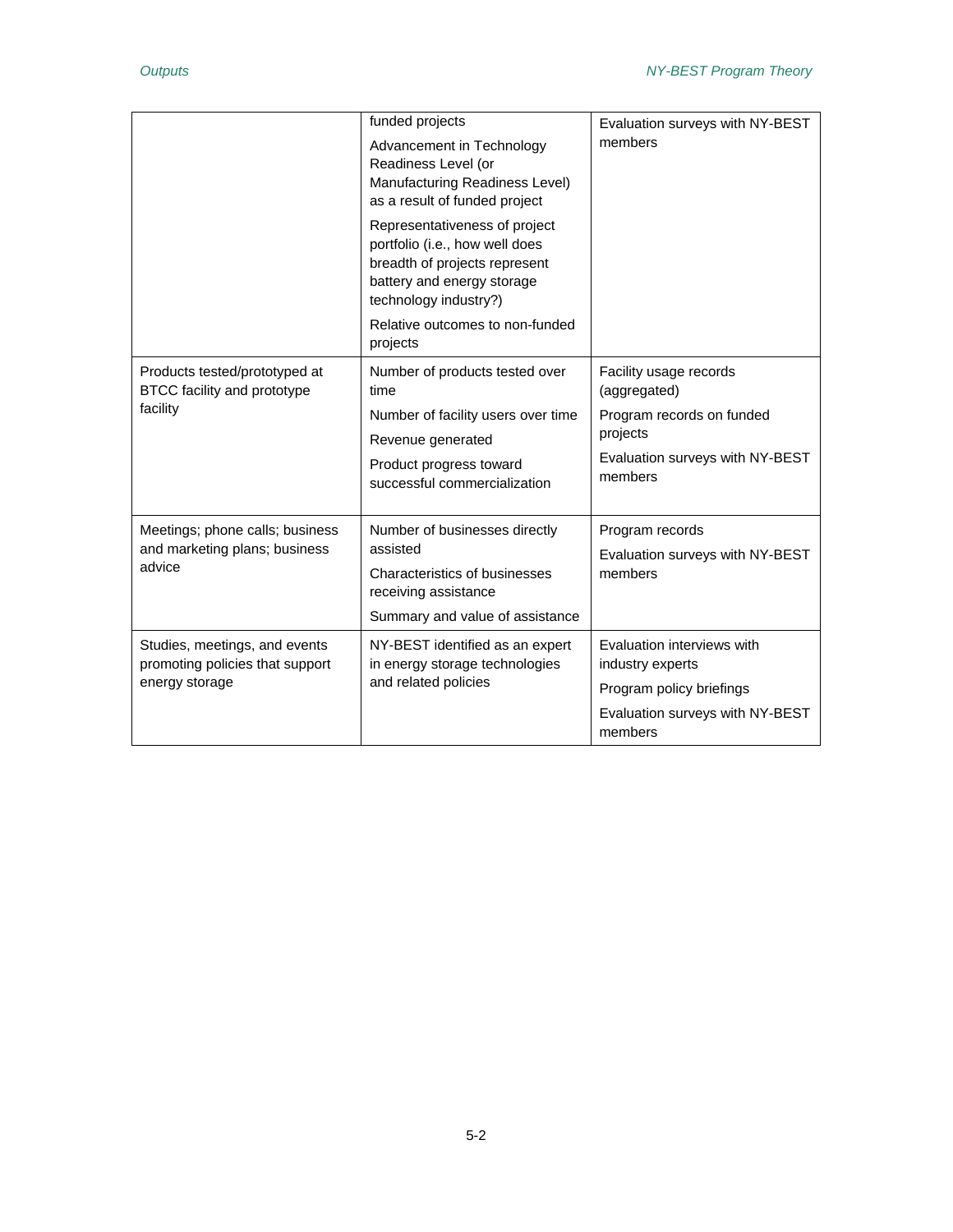| | | |
|---|---|---|
| | funded projects<br>Advancement in Technology Readiness Level (or Manufacturing Readiness Level) as a result of funded project<br>Representativeness of project portfolio (i.e., how well does breadth of projects represent battery and energy storage technology industry?)<br>Relative outcomes to non-funded projects | Evaluation surveys with NY-BEST members |
| Products tested/prototyped at BTCC facility and prototype facility | Number of products tested over time<br>Number of facility users over time<br>Revenue generated<br>Product progress toward successful commercialization | Facility usage records (aggregated)<br>Program records on funded projects<br>Evaluation surveys with NY-BEST members |
| Meetings; phone calls; business and marketing plans; business advice | Number of businesses directly assisted<br>Characteristics of businesses receiving assistance<br>Summary and value of assistance | Program records<br>Evaluation surveys with NY-BEST members |
| Studies, meetings, and events promoting policies that support energy storage | NY-BEST identified as an expert in energy storage technologies and related policies | Evaluation interviews with industry experts<br>Program policy briefings<br>Evaluation surveys with NY-BEST members |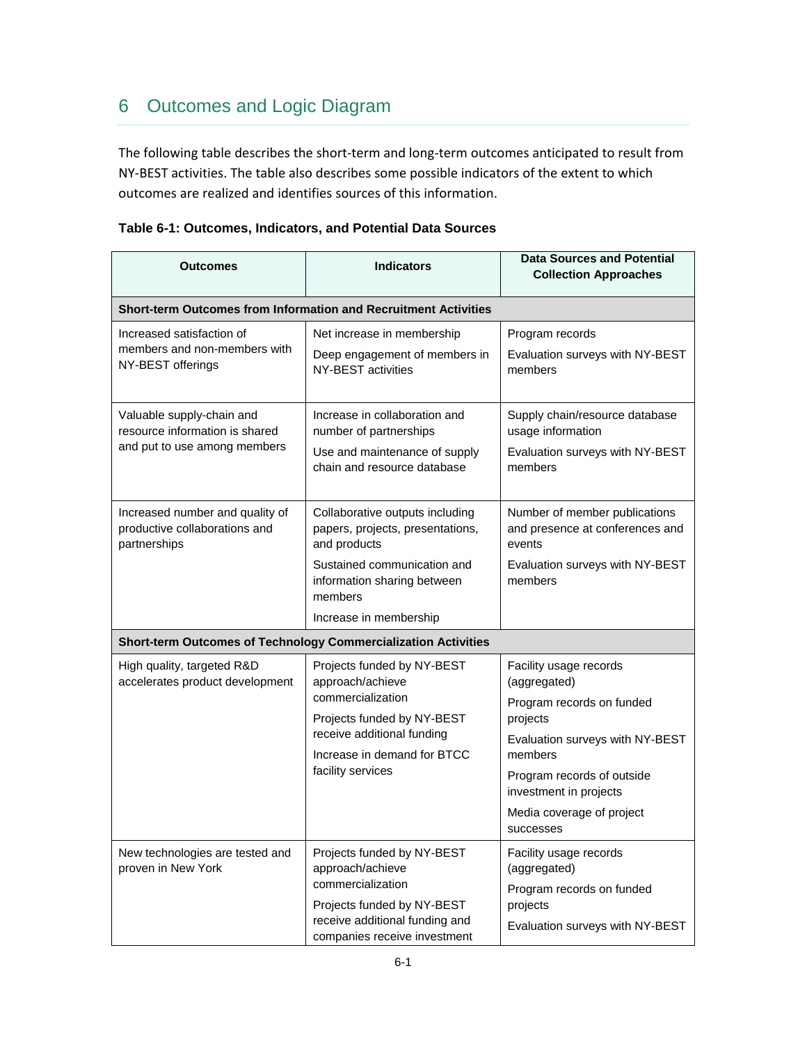# 6 Outcomes and Logic Diagram

The following table describes the short-term and long-term outcomes anticipated to result from NY-BEST activities. The table also describes some possible indicators of the extent to which outcomes are realized and identifies sources of this information.

**Table 6-1: Outcomes, Indicators, and Potential Data Sources**

| Outcomes | Indicators | Data Sources and Potential Collection Approaches |
|---|---|---|
| **Short-term Outcomes from Information and Recruitment Activities** | | |
| Increased satisfaction of members and non-members with NY-BEST offerings | Net increase in membership<br>Deep engagement of members in NY-BEST activities | Program records<br>Evaluation surveys with NY-BEST members |
| Valuable supply-chain and resource information is shared and put to use among members | Increase in collaboration and number of partnerships<br>Use and maintenance of supply chain and resource database | Supply chain/resource database usage information<br>Evaluation surveys with NY-BEST members |
| Increased number and quality of productive collaborations and partnerships | Collaborative outputs including papers, projects, presentations, and products<br>Sustained communication and information sharing between members<br>Increase in membership | Number of member publications and presence at conferences and events<br>Evaluation surveys with NY-BEST members |
| **Short-term Outcomes of Technology Commercialization Activities** | | |
| High quality, targeted R&D accelerates product development | Projects funded by NY-BEST approach/achieve commercialization<br>Projects funded by NY-BEST receive additional funding<br>Increase in demand for BTCC facility services | Facility usage records (aggregated)<br>Program records on funded projects<br>Evaluation surveys with NY-BEST members<br>Program records of outside investment in projects<br>Media coverage of project successes |
| New technologies are tested and proven in New York | Projects funded by NY-BEST approach/achieve commercialization<br>Projects funded by NY-BEST receive additional funding and companies receive investment | Facility usage records (aggregated)<br>Program records on funded projects<br>Evaluation surveys with NY-BEST |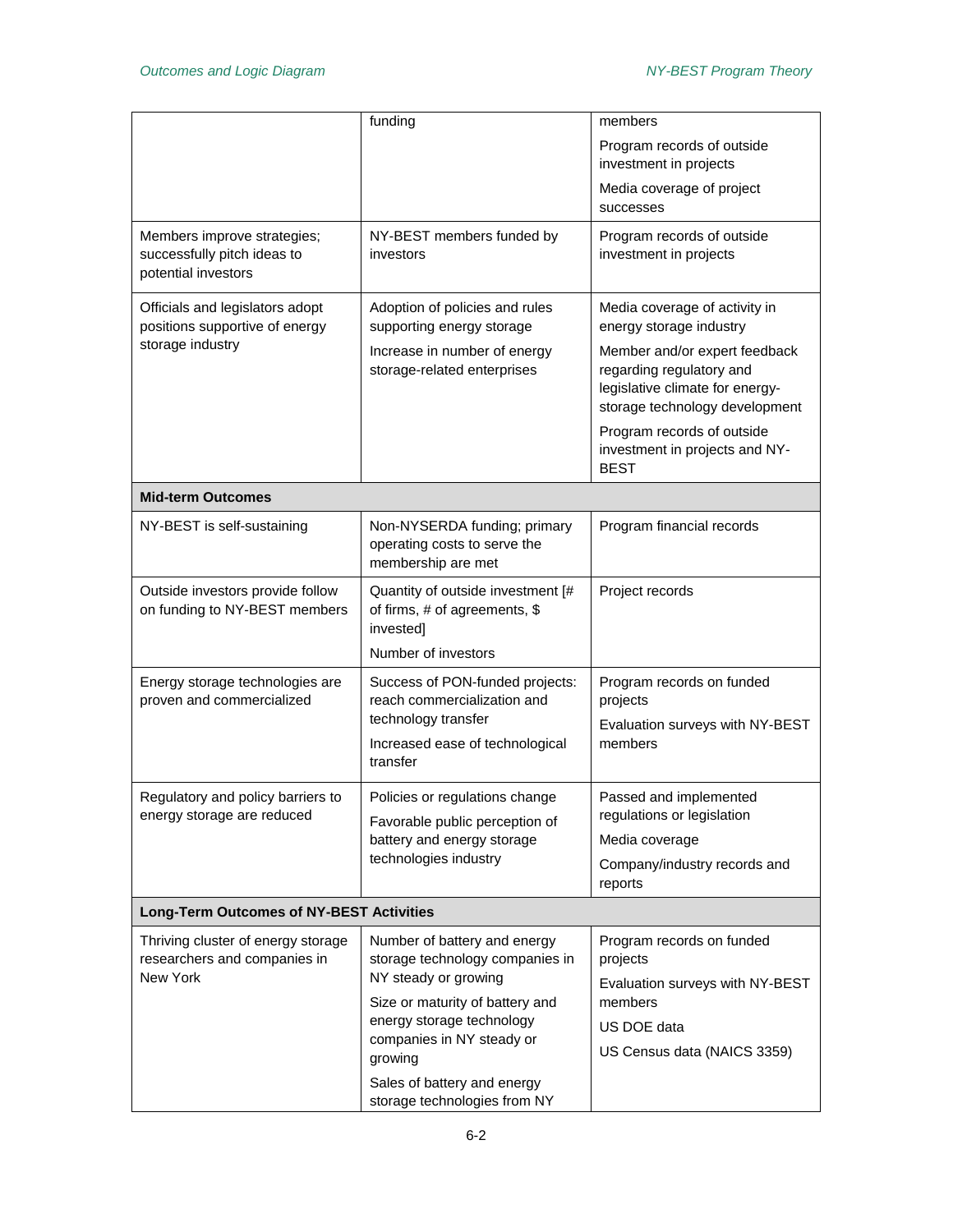|  |  |  |
|---|---|---|
|  | funding | members<br><br>Program records of outside investment in projects<br><br>Media coverage of project successes |
| Members improve strategies; successfully pitch ideas to potential investors | NY-BEST members funded by investors | Program records of outside investment in projects |
| Officials and legislators adopt positions supportive of energy storage industry | Adoption of policies and rules supporting energy storage<br><br>Increase in number of energy storage-related enterprises | Media coverage of activity in energy storage industry<br><br>Member and/or expert feedback regarding regulatory and legislative climate for energy-storage technology development<br><br>Program records of outside investment in projects and NY-BEST |
| **Mid-term Outcomes** |  |  |
| NY-BEST is self-sustaining | Non-NYSERDA funding; primary operating costs to serve the membership are met | Program financial records |
| Outside investors provide follow on funding to NY-BEST members | Quantity of outside investment [# of firms, # of agreements, $ invested]<br><br>Number of investors | Project records |
| Energy storage technologies are proven and commercialized | Success of PON-funded projects: reach commercialization and technology transfer<br><br>Increased ease of technological transfer | Program records on funded projects<br><br>Evaluation surveys with NY-BEST members |
| Regulatory and policy barriers to energy storage are reduced | Policies or regulations change<br><br>Favorable public perception of battery and energy storage technologies industry | Passed and implemented regulations or legislation<br><br>Media coverage<br><br>Company/industry records and reports |
| **Long-Term Outcomes of NY-BEST Activities** |  |  |
| Thriving cluster of energy storage researchers and companies in New York | Number of battery and energy storage technology companies in NY steady or growing<br><br>Size or maturity of battery and energy storage technology companies in NY steady or growing<br><br>Sales of battery and energy storage technologies from NY | Program records on funded projects<br><br>Evaluation surveys with NY-BEST members<br><br>US DOE data<br><br>US Census data (NAICS 3359) |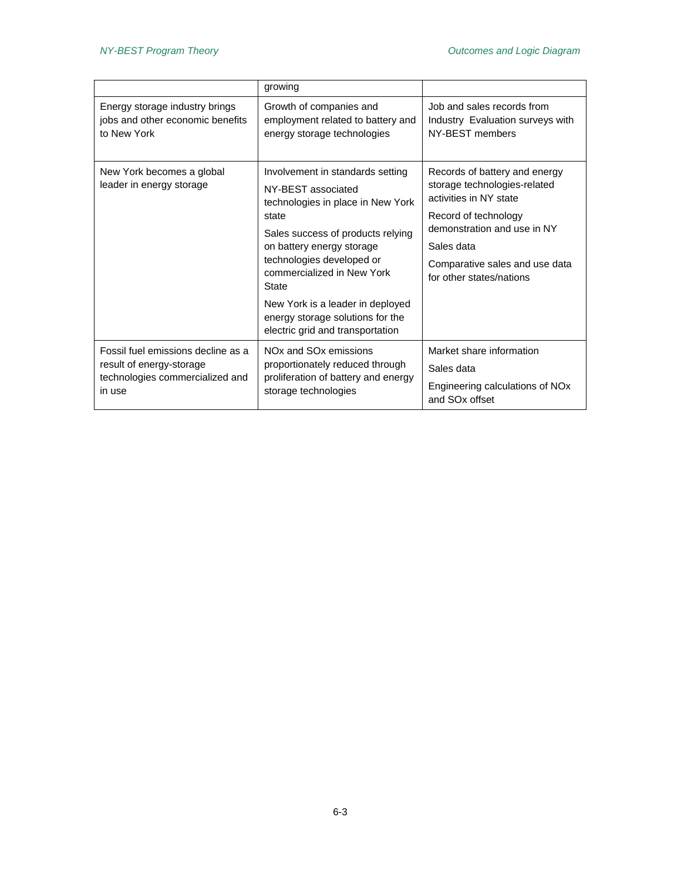| | | |
|---|---|---|
| | growing | |
| Energy storage industry brings jobs and other economic benefits to New York | Growth of companies and employment related to battery and energy storage technologies | Job and sales records from Industry Evaluation surveys with NY-BEST members |
| New York becomes a global leader in energy storage | Involvement in standards setting<br><br>NY-BEST associated technologies in place in New York state<br><br>Sales success of products relying on battery energy storage technologies developed or commercialized in New York State<br><br>New York is a leader in deployed energy storage solutions for the electric grid and transportation | Records of battery and energy storage technologies-related activities in NY state<br><br>Record of technology demonstration and use in NY<br><br>Sales data<br><br>Comparative sales and use data for other states/nations |
| Fossil fuel emissions decline as a result of energy-storage technologies commercialized and in use | $NO_x$ and $SO_x$ emissions proportionately reduced through proliferation of battery and energy storage technologies | Market share information<br><br>Sales data<br><br>Engineering calculations of $NO_x$ and $SO_x$ offset |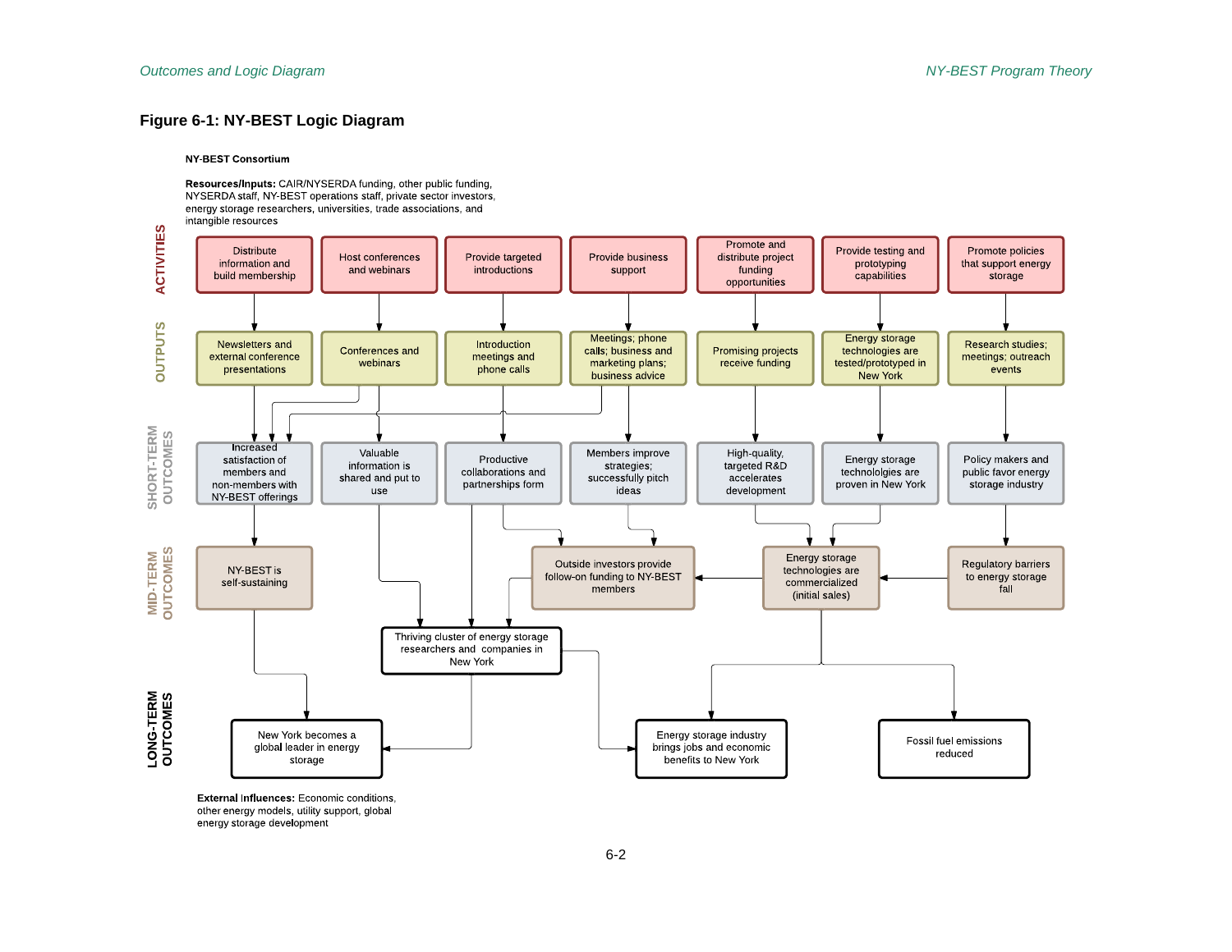**Figure 6-1: NY-BEST Logic Diagram**

**NY-BEST Consortium**

**Resources/Inputs:** CAIR/NYSERDA funding, other public funding, NYSERDA staff, NY-BEST operations staff, private sector investors, energy storage researchers, universities, trade associations, and intangible resources

**ACTIVITIES**

- Distribute information and build membership
- Host conferences and webinars
- Provide targeted introductions
- Provide business support
- Promote and distribute project funding opportunities
- Provide testing and prototyping capabilities
- Promote policies that support energy storage

**OUTPUTS**

- Newsletters and external conference presentations
- Conferences and webinars
- Introduction meetings and phone calls
- Meetings; phone calls; business and marketing plans; business advice
- Promising projects receive funding
- Energy storage technologies are tested/prototyped in New York
- Research studies; meetings; outreach events

**SHORT-TERM OUTCOMES**

- Increased satisfaction of members and non-members with NY-BEST offerings
- Valuable information is shared and put to use
- Productive collaborations and partnerships form
- Members improve strategies; successfully pitch ideas
- High-quality, targeted R&D accelerates development
- Energy storage technololgies are proven in New York
- Policy makers and public favor energy storage industry

**MID-TERM OUTCOMES**

- NY-BEST is self-sustaining
- Outside investors provide follow-on funding to NY-BEST members
- Energy storage technologies are commercialized (initial sales)
- Regulatory barriers to energy storage fall
- Thriving cluster of energy storage researchers and companies in New York

**LONG-TERM OUTCOMES**

- New York becomes a global leader in energy storage
- Energy storage industry brings jobs and economic benefits to New York
- Fossil fuel emissions reduced

**External Influences:** Economic conditions, other energy models, utility support, global energy storage development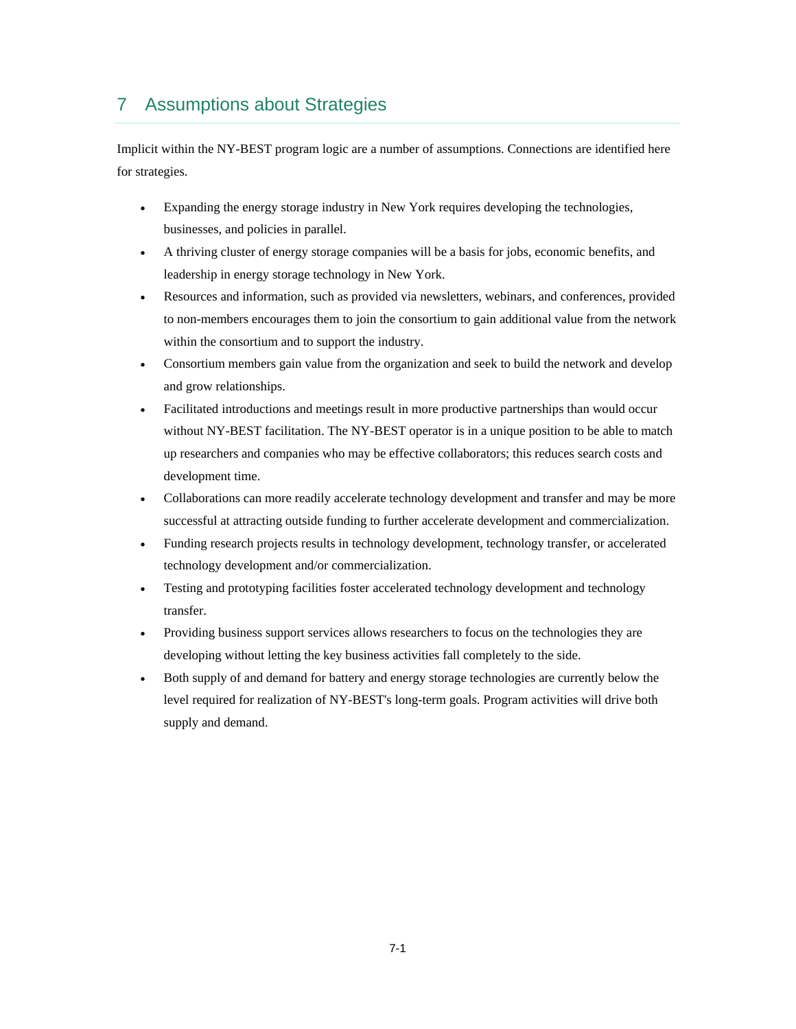# 7 Assumptions about Strategies

Implicit within the NY-BEST program logic are a number of assumptions. Connections are identified here for strategies.

- Expanding the energy storage industry in New York requires developing the technologies, businesses, and policies in parallel.
- A thriving cluster of energy storage companies will be a basis for jobs, economic benefits, and leadership in energy storage technology in New York.
- Resources and information, such as provided via newsletters, webinars, and conferences, provided to non-members encourages them to join the consortium to gain additional value from the network within the consortium and to support the industry.
- Consortium members gain value from the organization and seek to build the network and develop and grow relationships.
- Facilitated introductions and meetings result in more productive partnerships than would occur without NY-BEST facilitation. The NY-BEST operator is in a unique position to be able to match up researchers and companies who may be effective collaborators; this reduces search costs and development time.
- Collaborations can more readily accelerate technology development and transfer and may be more successful at attracting outside funding to further accelerate development and commercialization.
- Funding research projects results in technology development, technology transfer, or accelerated technology development and/or commercialization.
- Testing and prototyping facilities foster accelerated technology development and technology transfer.
- Providing business support services allows researchers to focus on the technologies they are developing without letting the key business activities fall completely to the side.
- Both supply of and demand for battery and energy storage technologies are currently below the level required for realization of NY-BEST's long-term goals. Program activities will drive both supply and demand.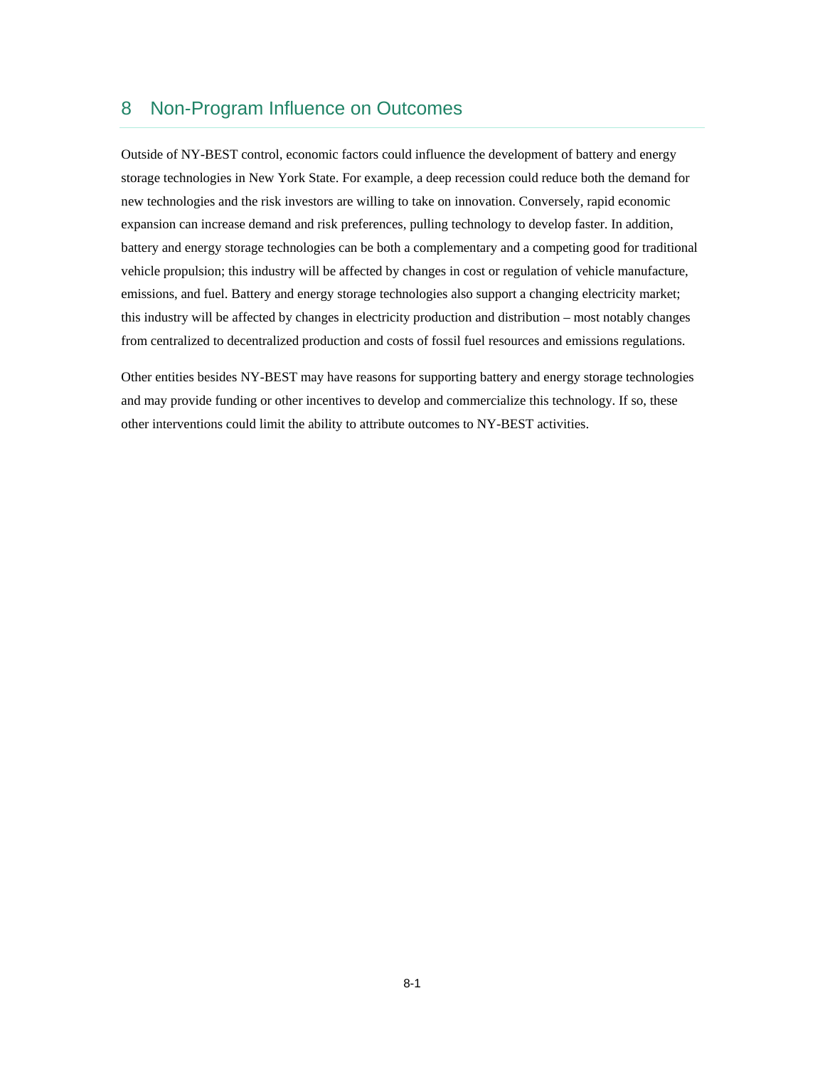# 8 Non-Program Influence on Outcomes

Outside of NY-BEST control, economic factors could influence the development of battery and energy storage technologies in New York State. For example, a deep recession could reduce both the demand for new technologies and the risk investors are willing to take on innovation. Conversely, rapid economic expansion can increase demand and risk preferences, pulling technology to develop faster. In addition, battery and energy storage technologies can be both a complementary and a competing good for traditional vehicle propulsion; this industry will be affected by changes in cost or regulation of vehicle manufacture, emissions, and fuel. Battery and energy storage technologies also support a changing electricity market; this industry will be affected by changes in electricity production and distribution – most notably changes from centralized to decentralized production and costs of fossil fuel resources and emissions regulations.

Other entities besides NY-BEST may have reasons for supporting battery and energy storage technologies and may provide funding or other incentives to develop and commercialize this technology. If so, these other interventions could limit the ability to attribute outcomes to NY-BEST activities.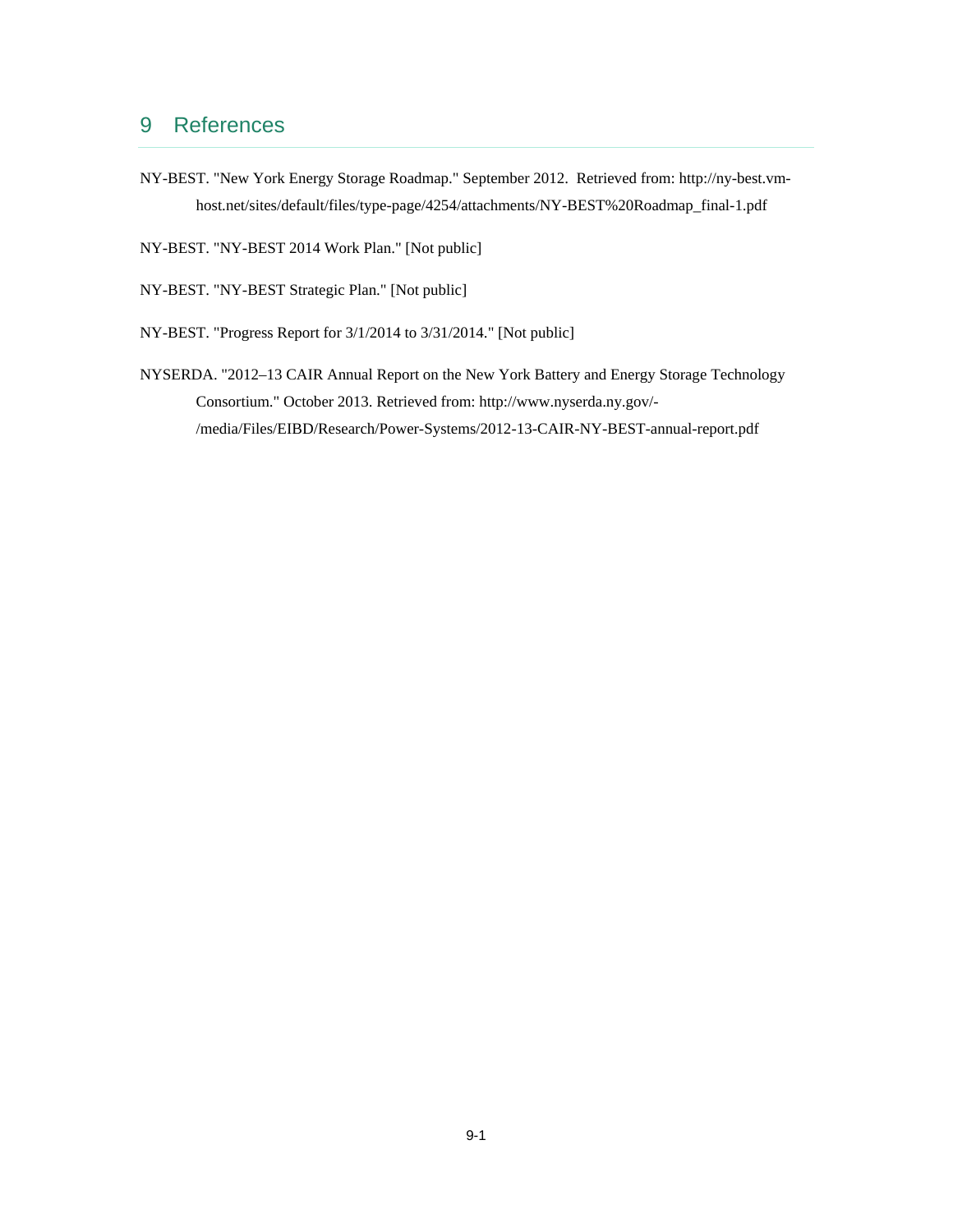# 9 References

NY-BEST. "New York Energy Storage Roadmap." September 2012. Retrieved from: http://ny-best.vm-host.net/sites/default/files/type-page/4254/attachments/NY-BEST%20Roadmap_final-1.pdf

NY-BEST. "NY-BEST 2014 Work Plan." [Not public]

NY-BEST. "NY-BEST Strategic Plan." [Not public]

NY-BEST. "Progress Report for 3/1/2014 to 3/31/2014." [Not public]

NYSERDA. "2012–13 CAIR Annual Report on the New York Battery and Energy Storage Technology Consortium." October 2013. Retrieved from: http://www.nyserda.ny.gov/-/media/Files/EIBD/Research/Power-Systems/2012-13-CAIR-NY-BEST-annual-report.pdf